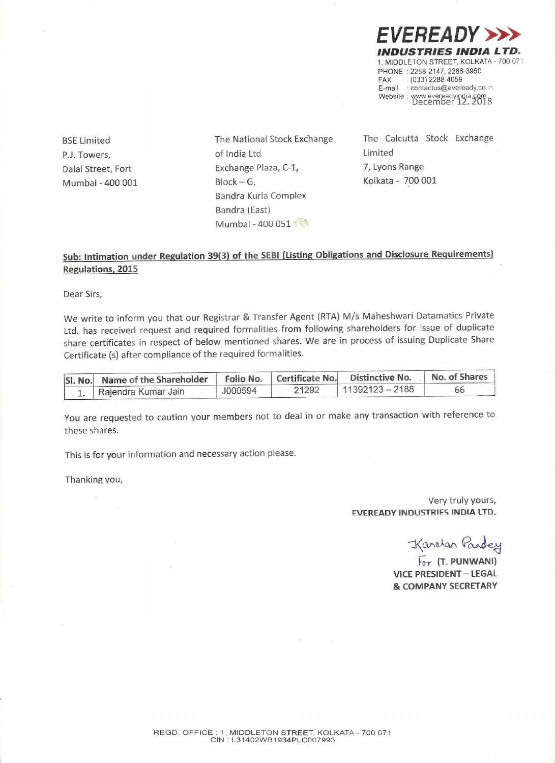**EVEREADY**
**INDUSTRIES INDIA LTD.**
1, MIDDLETON STREET, KOLKATA - 700 071
PHONE : 2288-2147, 2288-3950
FAX : (033) 2288-4059
E-mail : contactus@eveready.co.in
Website : www.evereadyindia.com

December 12, 2018

BSE Limited
P.J. Towers,
Dalal Street, Fort
Mumbai - 400 001

The National Stock Exchange of India Ltd
Exchange Plaza, C-1,
Block – G,
Bandra Kurla Complex
Bandra (East)
Mumbai - 400 051

The Calcutta Stock Exchange Limited
7, Lyons Range
Kolkata - 700 001

**Sub: Intimation under Regulation 39(3) of the SEBI (Listing Obligations and Disclosure Requirements) Regulations, 2015**

Dear Sirs,

We write to inform you that our Registrar & Transfer Agent (RTA) M/s Maheshwari Datamatics Private Ltd. has received request and required formalities from following shareholders for issue of duplicate share certificates in respect of below mentioned shares. We are in process of issuing Duplicate Share Certificate (s) after compliance of the required formalities.

| Sl. No. | Name of the Shareholder | Folio No. | Certificate No. | Distinctive No. | No. of Shares |
|---|---|---|---|---|---|
| 1. | Rajendra Kumar Jain | J000594 | 21292 | 11392123 – 2188 | 66 |

You are requested to caution your members not to deal in or make any transaction with reference to these shares.

This is for your information and necessary action please.

Thanking you,

Very truly yours,
**EVEREADY INDUSTRIES INDIA LTD.**

Kanchan Pandey
For **(T. PUNWANI)**
**VICE PRESIDENT – LEGAL**
**& COMPANY SECRETARY**

REGD. OFFICE : 1, MIDDLETON STREET, KOLKATA - 700 071
CIN : L31402WB1934PLC007993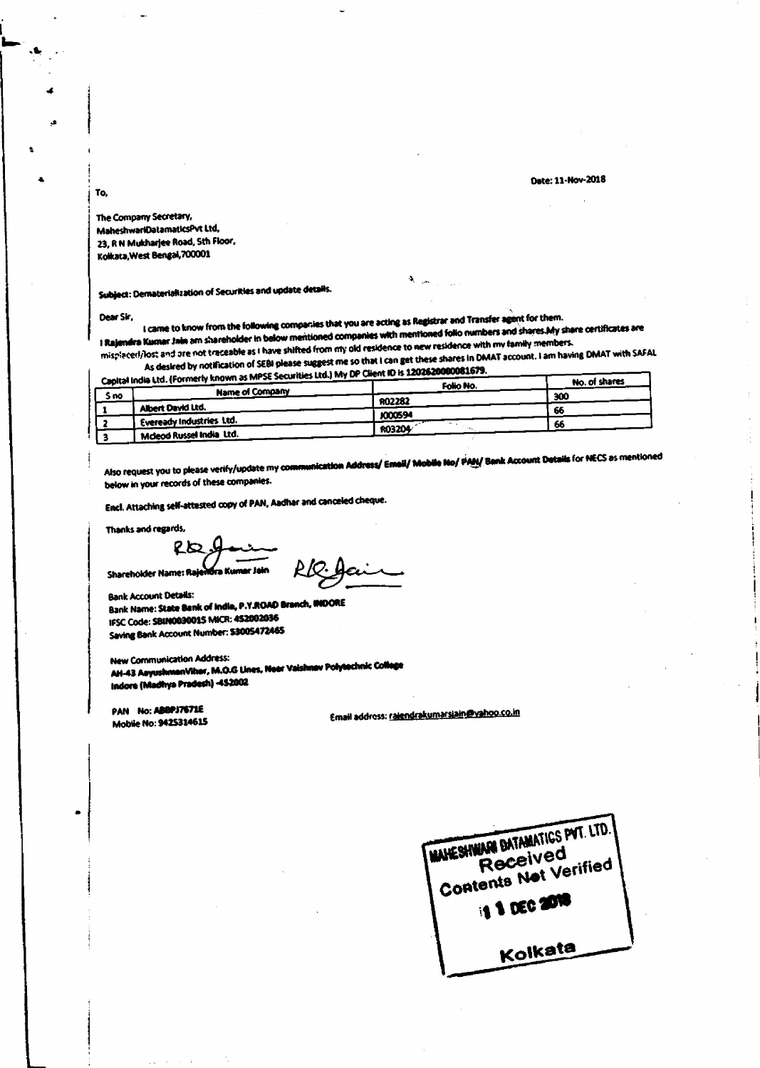Date: 11-Nov-2018

To,

The Company Secretary,
MaheshwariDatamaticsPvt Ltd,
23, R N Mukharjee Road, 5th Floor,
Kolkata,West Bengal,700001

**Subject: Dematerialization of Securities and update details.**

Dear Sir,

I came to know from the following companies that you are acting as Registrar and Transfer agent for them. I **Rajendra Kumar Jain** am shareholder in below mentioned companies with mentioned folio numbers and shares.My share certificates are misplaced/lost and are not traceable as I have shifted from my old residence to new residence with my family members.

As desired by notification of SEBI please suggest me so that I can get these shares in DMAT account. I am having DMAT with SAFAL Capital India Ltd. (Formerly known as MPSE Securities Ltd.) My DP Client ID is 1202620000081679.

| S no | Name of Company | Folio No. | No. of shares |
|---|---|---|---|
| 1 | Albert David Ltd. | R02282 | 300 |
| 2 | Eveready Industries Ltd. | J000594 | 66 |
| 3 | Mcleod Russel India Ltd. | R03204 | 66 |

Also request you to please verify/update my **communication Address/ Email/ Mobile No/ PAN/ Bank Account Details** for NECS as mentioned below in your records of these companies.

Encl. Attaching self-attested copy of PAN, Aadhar and canceled cheque.

Thanks and regards,

RK Jain

Shareholder Name: **Rajendra Kumar Jain**

RK Jain

Bank Account Details:
Bank Name: **State Bank of India, P.Y.ROAD Branch, INDORE**
IFSC Code: **SBIN0030015** MICR: **452002036**
Saving Bank Account Number: **53005472465**

New Communication Address:
**AH-43 AayushmanVihar, M.O.G Lines, Near Vaishnav Polytechnic College**
**Indore (Madhya Pradesh) -452002**

PAN No: **ABBPJ7671E**
Mobile No: **9425314615**

Email address: rajendrakumarsjain@yahoo.co.in

MAHESHWARI DATAMATICS PVT. LTD.
Received
Contents Not Verified
11 DEC 2018
Kolkata